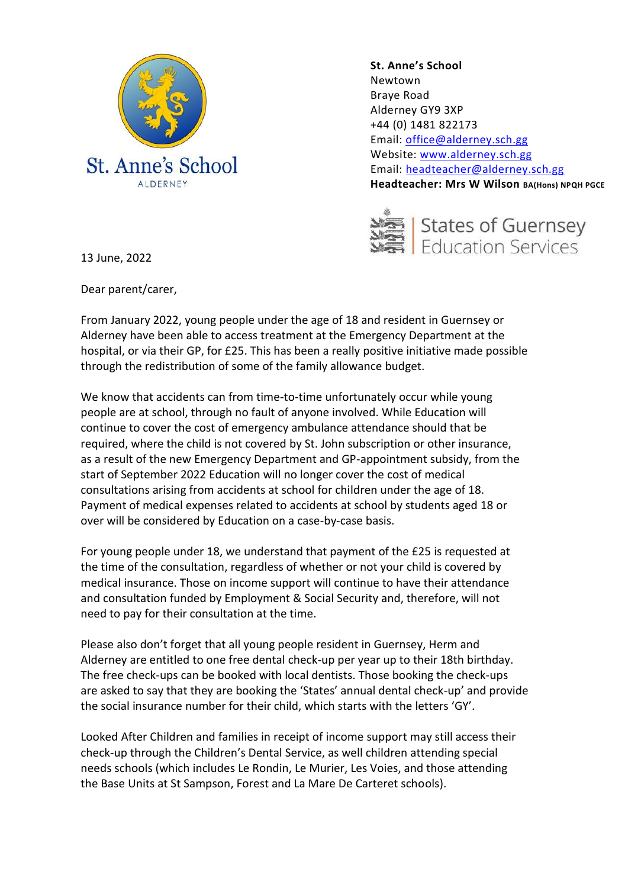St. Anne's School
ALDERNEY

**St. Anne's School**
Newtown
Braye Road
Alderney GY9 3XP
+44 (0) 1481 822173
Email: office@alderney.sch.gg
Website: www.alderney.sch.gg
Email: headteacher@alderney.sch.gg
**Headteacher: Mrs W Wilson BA(Hons) NPQH PGCE**

States of Guernsey
Education Services

13 June, 2022

Dear parent/carer,

From January 2022, young people under the age of 18 and resident in Guernsey or Alderney have been able to access treatment at the Emergency Department at the hospital, or via their GP, for £25. This has been a really positive initiative made possible through the redistribution of some of the family allowance budget.

We know that accidents can from time-to-time unfortunately occur while young people are at school, through no fault of anyone involved. While Education will continue to cover the cost of emergency ambulance attendance should that be required, where the child is not covered by St. John subscription or other insurance, as a result of the new Emergency Department and GP-appointment subsidy, from the start of September 2022 Education will no longer cover the cost of medical consultations arising from accidents at school for children under the age of 18. Payment of medical expenses related to accidents at school by students aged 18 or over will be considered by Education on a case-by-case basis.

For young people under 18, we understand that payment of the £25 is requested at the time of the consultation, regardless of whether or not your child is covered by medical insurance. Those on income support will continue to have their attendance and consultation funded by Employment & Social Security and, therefore, will not need to pay for their consultation at the time.

Please also don't forget that all young people resident in Guernsey, Herm and Alderney are entitled to one free dental check-up per year up to their 18th birthday. The free check-ups can be booked with local dentists. Those booking the check-ups are asked to say that they are booking the 'States' annual dental check-up' and provide the social insurance number for their child, which starts with the letters 'GY'.

Looked After Children and families in receipt of income support may still access their check-up through the Children's Dental Service, as well children attending special needs schools (which includes Le Rondin, Le Murier, Les Voies, and those attending the Base Units at St Sampson, Forest and La Mare De Carteret schools).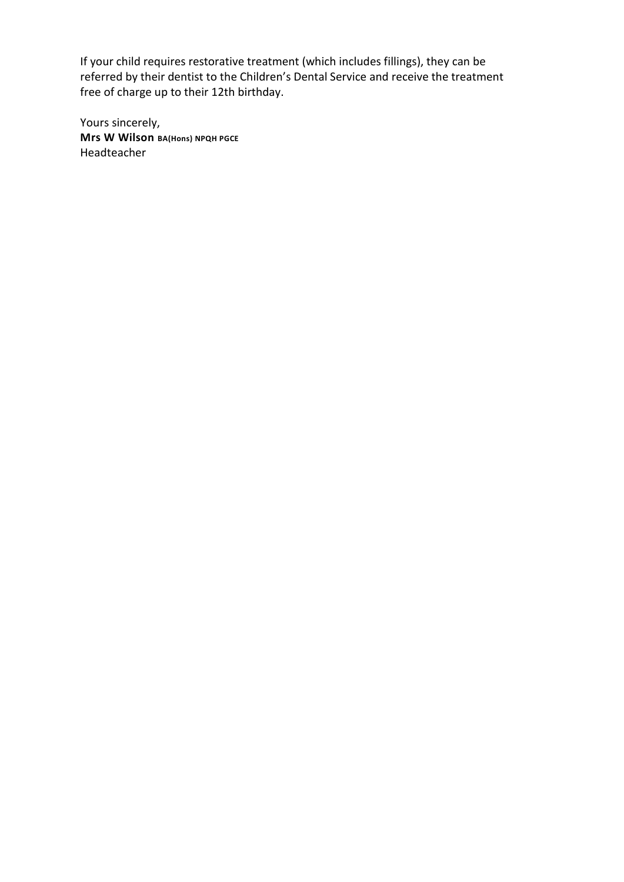If your child requires restorative treatment (which includes fillings), they can be referred by their dentist to the Children's Dental Service and receive the treatment free of charge up to their 12th birthday.

Yours sincerely,  
**Mrs W Wilson** **BA(Hons) NPQH PGCE**  
Headteacher